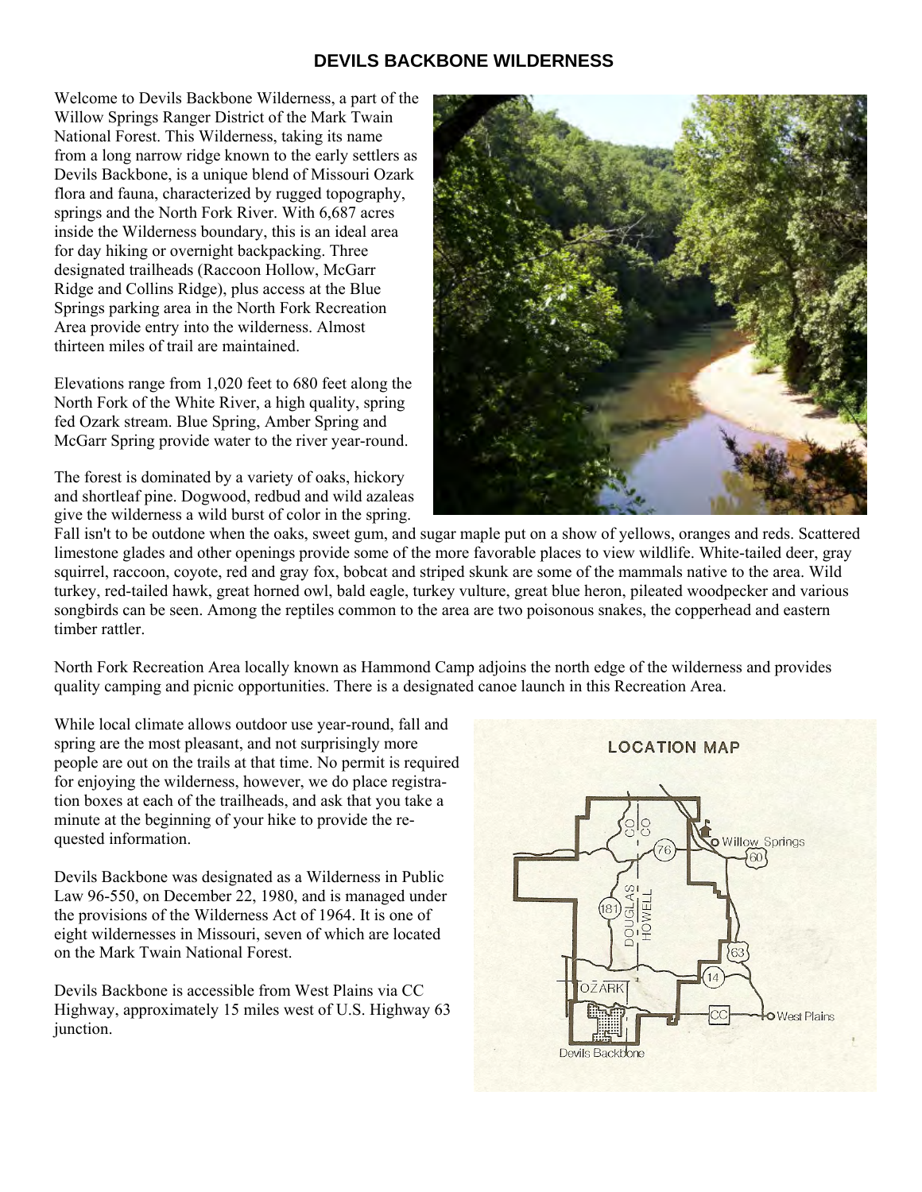# DEVILS BACKBONE WILDERNESS

Welcome to Devils Backbone Wilderness, a part of the Willow Springs Ranger District of the Mark Twain National Forest. This Wilderness, taking its name from a long narrow ridge known to the early settlers as Devils Backbone, is a unique blend of Missouri Ozark flora and fauna, characterized by rugged topography, springs and the North Fork River. With 6,687 acres inside the Wilderness boundary, this is an ideal area for day hiking or overnight backpacking. Three designated trailheads (Raccoon Hollow, McGarr Ridge and Collins Ridge), plus access at the Blue Springs parking area in the North Fork Recreation Area provide entry into the wilderness. Almost thirteen miles of trail are maintained.

Elevations range from 1,020 feet to 680 feet along the North Fork of the White River, a high quality, spring fed Ozark stream. Blue Spring, Amber Spring and McGarr Spring provide water to the river year-round.

The forest is dominated by a variety of oaks, hickory and shortleaf pine. Dogwood, redbud and wild azaleas give the wilderness a wild burst of color in the spring. Fall isn't to be outdone when the oaks, sweet gum, and sugar maple put on a show of yellows, oranges and reds. Scattered limestone glades and other openings provide some of the more favorable places to view wildlife. White-tailed deer, gray squirrel, raccoon, coyote, red and gray fox, bobcat and striped skunk are some of the mammals native to the area. Wild turkey, red-tailed hawk, great horned owl, bald eagle, turkey vulture, great blue heron, pileated woodpecker and various songbirds can be seen. Among the reptiles common to the area are two poisonous snakes, the copperhead and eastern timber rattler.

North Fork Recreation Area locally known as Hammond Camp adjoins the north edge of the wilderness and provides quality camping and picnic opportunities. There is a designated canoe launch in this Recreation Area.

While local climate allows outdoor use year-round, fall and spring are the most pleasant, and not surprisingly more people are out on the trails at that time. No permit is required for enjoying the wilderness, however, we do place registration boxes at each of the trailheads, and ask that you take a minute at the beginning of your hike to provide the requested information.

Devils Backbone was designated as a Wilderness in Public Law 96-550, on December 22, 1980, and is managed under the provisions of the Wilderness Act of 1964. It is one of eight wildernesses in Missouri, seven of which are located on the Mark Twain National Forest.

Devils Backbone is accessible from West Plains via CC Highway, approximately 15 miles west of U.S. Highway 63 junction.

LOCATION MAP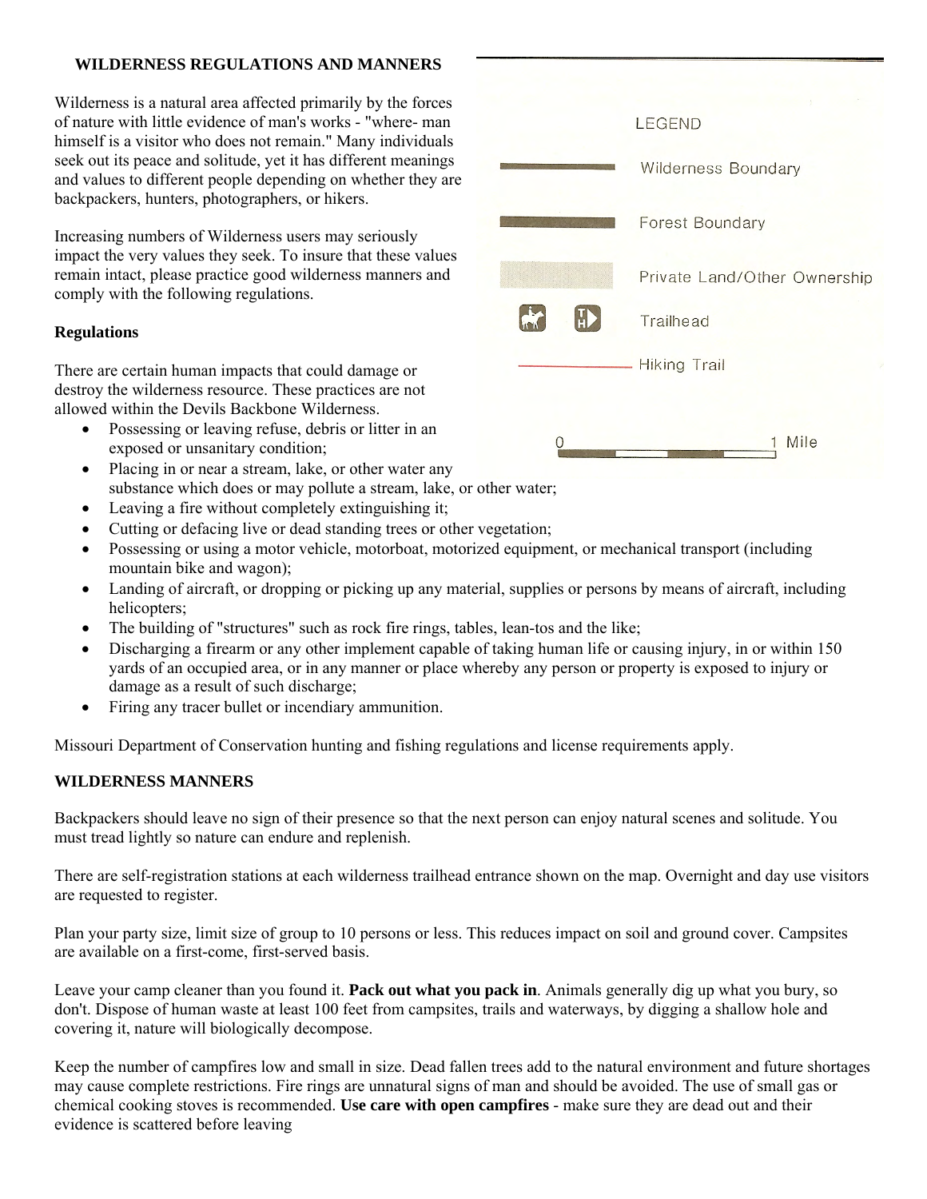## WILDERNESS REGULATIONS AND MANNERS

Wilderness is a natural area affected primarily by the forces of nature with little evidence of man's works - "where- man himself is a visitor who does not remain." Many individuals seek out its peace and solitude, yet it has different meanings and values to different people depending on whether they are backpackers, hunters, photographers, or hikers.

Increasing numbers of Wilderness users may seriously impact the very values they seek. To insure that these values remain intact, please practice good wilderness manners and comply with the following regulations.

LEGEND

Wilderness Boundary

Forest Boundary

Private Land/Other Ownership

Trailhead

Hiking Trail

0 1 Mile

### Regulations

There are certain human impacts that could damage or destroy the wilderness resource. These practices are not allowed within the Devils Backbone Wilderness.

- Possessing or leaving refuse, debris or litter in an exposed or unsanitary condition;
- Placing in or near a stream, lake, or other water any substance which does or may pollute a stream, lake, or other water;
- Leaving a fire without completely extinguishing it;
- Cutting or defacing live or dead standing trees or other vegetation;
- Possessing or using a motor vehicle, motorboat, motorized equipment, or mechanical transport (including mountain bike and wagon);
- Landing of aircraft, or dropping or picking up any material, supplies or persons by means of aircraft, including helicopters;
- The building of "structures" such as rock fire rings, tables, lean-tos and the like;
- Discharging a firearm or any other implement capable of taking human life or causing injury, in or within 150 yards of an occupied area, or in any manner or place whereby any person or property is exposed to injury or damage as a result of such discharge;
- Firing any tracer bullet or incendiary ammunition.

Missouri Department of Conservation hunting and fishing regulations and license requirements apply.

### WILDERNESS MANNERS

Backpackers should leave no sign of their presence so that the next person can enjoy natural scenes and solitude. You must tread lightly so nature can endure and replenish.

There are self-registration stations at each wilderness trailhead entrance shown on the map. Overnight and day use visitors are requested to register.

Plan your party size, limit size of group to 10 persons or less. This reduces impact on soil and ground cover. Campsites are available on a first-come, first-served basis.

Leave your camp cleaner than you found it. **Pack out what you pack in**. Animals generally dig up what you bury, so don't. Dispose of human waste at least 100 feet from campsites, trails and waterways, by digging a shallow hole and covering it, nature will biologically decompose.

Keep the number of campfires low and small in size. Dead fallen trees add to the natural environment and future shortages may cause complete restrictions. Fire rings are unnatural signs of man and should be avoided. The use of small gas or chemical cooking stoves is recommended. **Use care with open campfires** - make sure they are dead out and their evidence is scattered before leaving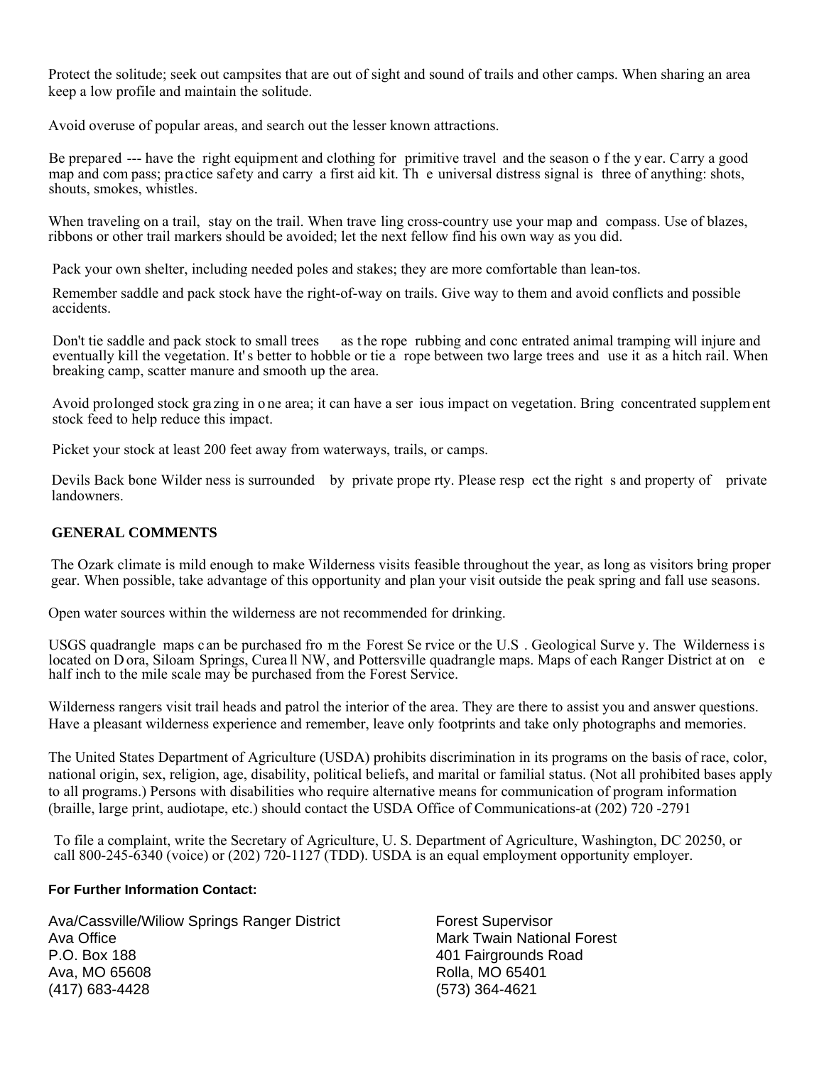Protect the solitude; seek out campsites that are out of sight and sound of trails and other camps. When sharing an area keep a low profile and maintain the solitude.

Avoid overuse of popular areas, and search out the lesser known attractions.

Be prepared --- have the right equipment and clothing for primitive travel and the season of the year. Carry a good map and compass; practice safety and carry a first aid kit. The universal distress signal is three of anything: shots, shouts, smokes, whistles.

When traveling on a trail, stay on the trail. When traveling cross-country use your map and compass. Use of blazes, ribbons or other trail markers should be avoided; let the next fellow find his own way as you did.

Pack your own shelter, including needed poles and stakes; they are more comfortable than lean-tos.

Remember saddle and pack stock have the right-of-way on trails. Give way to them and avoid conflicts and possible accidents.

Don't tie saddle and pack stock to small trees as the rope rubbing and concentrated animal tramping will injure and eventually kill the vegetation. It's better to hobble or tie a rope between two large trees and use it as a hitch rail. When breaking camp, scatter manure and smooth up the area.

Avoid prolonged stock grazing in one area; it can have a serious impact on vegetation. Bring concentrated supplement stock feed to help reduce this impact.

Picket your stock at least 200 feet away from waterways, trails, or camps.

Devils Backbone Wilderness is surrounded by private property. Please respect the rights and property of private landowners.

## GENERAL COMMENTS

The Ozark climate is mild enough to make Wilderness visits feasible throughout the year, as long as visitors bring proper gear. When possible, take advantage of this opportunity and plan your visit outside the peak spring and fall use seasons.

Open water sources within the wilderness are not recommended for drinking.

USGS quadrangle maps can be purchased from the Forest Service or the U.S. Geological Survey. The Wilderness is located on Dora, Siloam Springs, Cureall NW, and Pottersville quadrangle maps. Maps of each Ranger District at one half inch to the mile scale may be purchased from the Forest Service.

Wilderness rangers visit trail heads and patrol the interior of the area. They are there to assist you and answer questions. Have a pleasant wilderness experience and remember, leave only footprints and take only photographs and memories.

The United States Department of Agriculture (USDA) prohibits discrimination in its programs on the basis of race, color, national origin, sex, religion, age, disability, political beliefs, and marital or familial status. (Not all prohibited bases apply to all programs.) Persons with disabilities who require alternative means for communication of program information (braille, large print, audiotape, etc.) should contact the USDA Office of Communications-at (202) 720 -2791

To file a complaint, write the Secretary of Agriculture, U. S. Department of Agriculture, Washington, DC 20250, or call 800-245-6340 (voice) or (202) 720-1127 (TDD). USDA is an equal employment opportunity employer.

**For Further Information Contact:**

Ava/Cassville/Wiliow Springs Ranger District
Ava Office
P.O. Box 188
Ava, MO 65608
(417) 683-4428

Forest Supervisor
Mark Twain National Forest
401 Fairgrounds Road
Rolla, MO 65401
(573) 364-4621